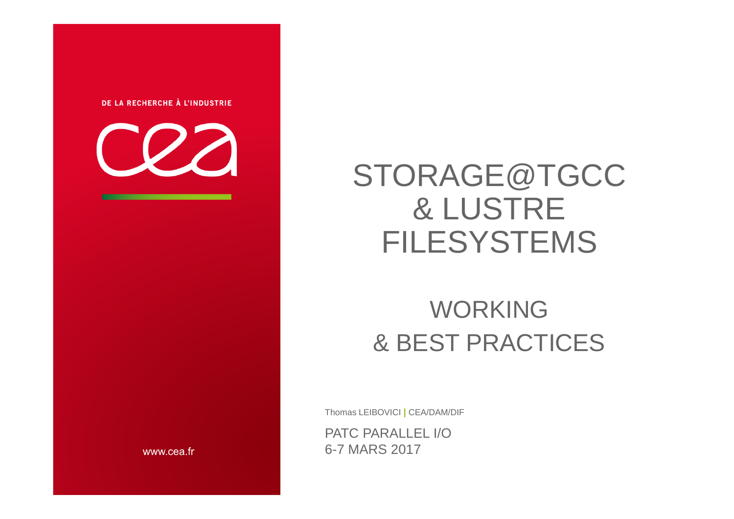DE LA RECHERCHE À L'INDUSTRIE

cea

# STORAGE@TGCC & LUSTRE FILESYSTEMS

## WORKING & BEST PRACTICES

Thomas LEIBOVICI | CEA/DAM/DIF

PATC PARALLEL I/O
6-7 MARS 2017

www.cea.fr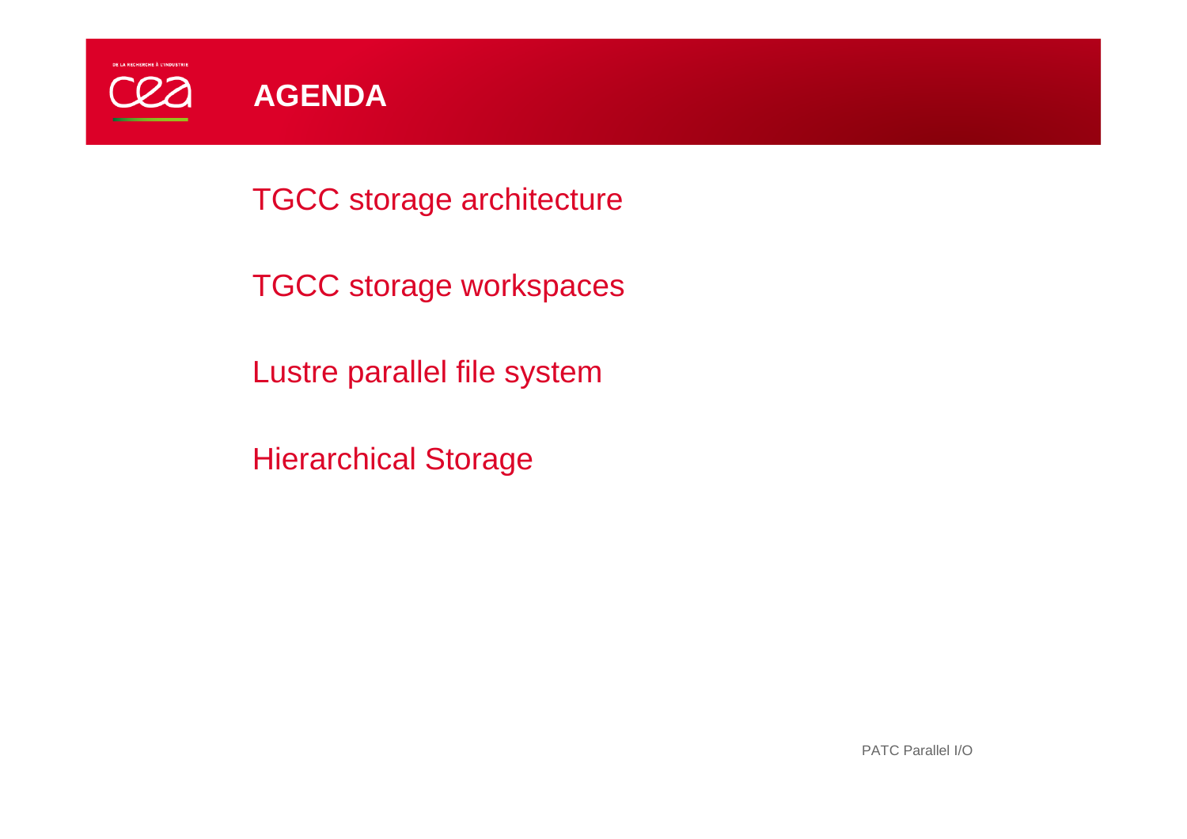# AGENDA

TGCC storage architecture

TGCC storage workspaces

Lustre parallel file system

Hierarchical Storage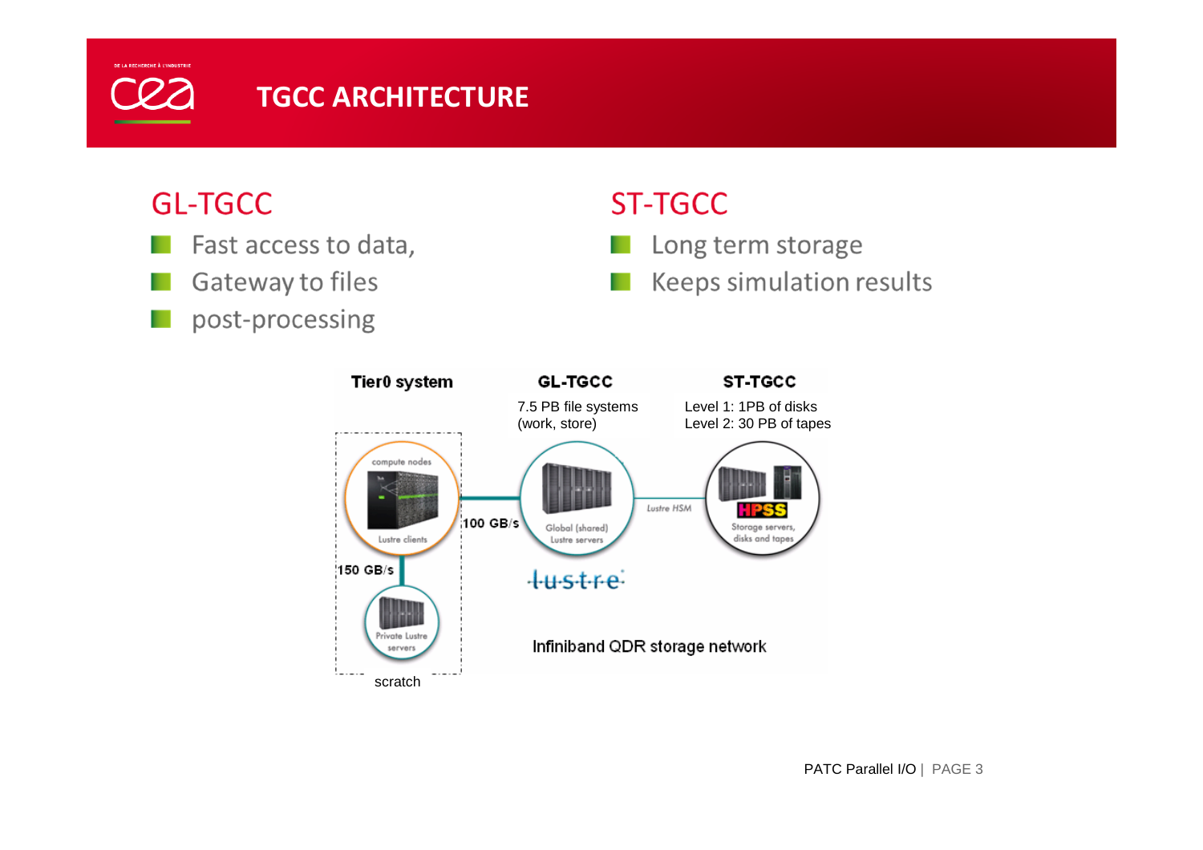# TGCC ARCHITECTURE

## GL-TGCC

- Fast access to data,
- Gateway to files
- post-processing

## ST-TGCC

- Long term storage
- Keeps simulation results

**Tier0 system**

**GL-TGCC**

7.5 PB file systems (work, store)

**ST-TGCC**

Level 1: 1PB of disks
Level 2: 30 PB of tapes

compute nodes

Lustre clients

100 GB/s

Global (shared) Lustre servers

Lustre HSM

HPSS

Storage servers, disks and tapes

150 GB/s

Private Lustre servers

lustre

Infiniband QDR storage network

scratch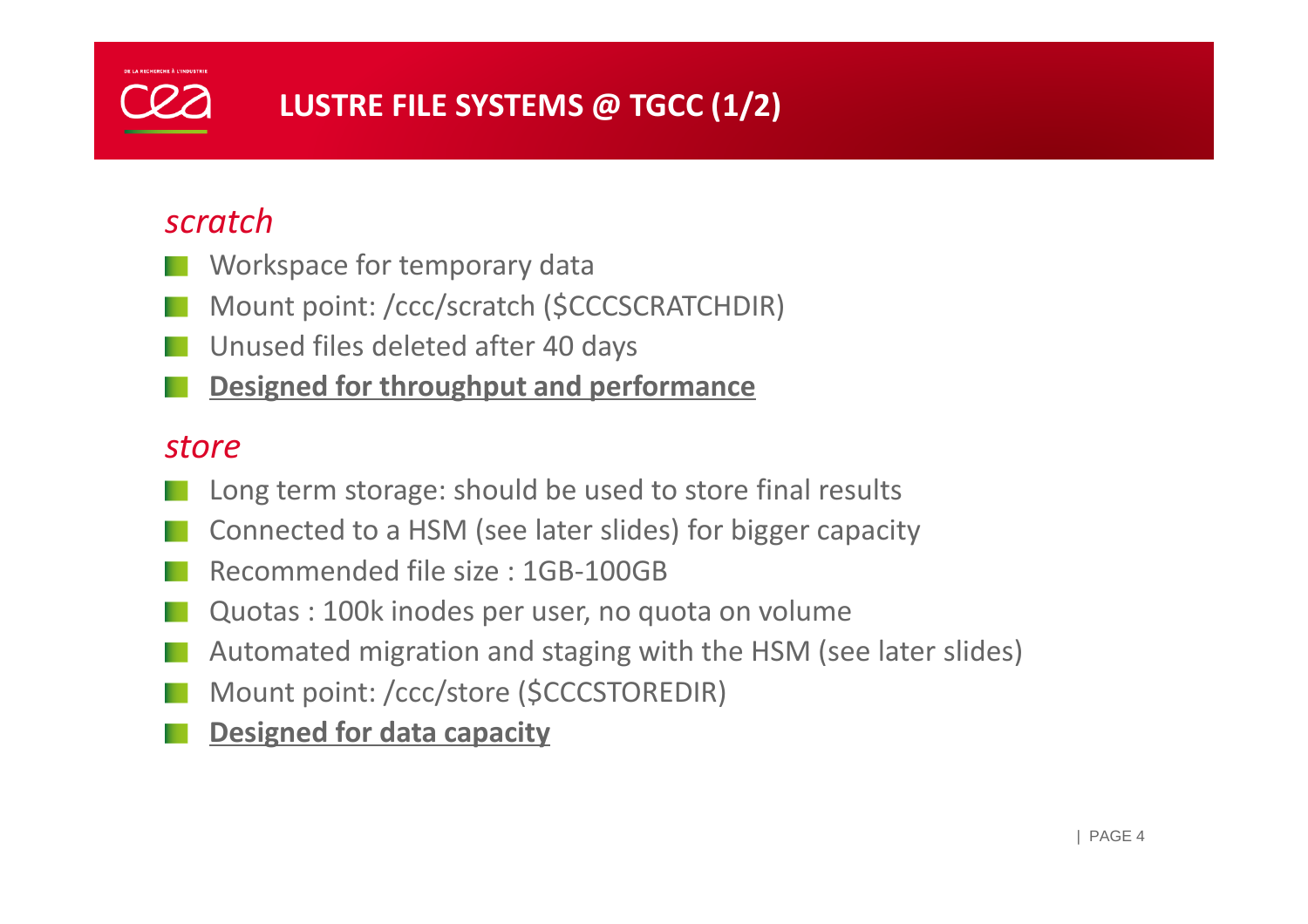# LUSTRE FILE SYSTEMS @ TGCC (1/2)

## *scratch*

- Workspace for temporary data
- Mount point: /ccc/scratch ($CCCSCRATCHDIR)
- Unused files deleted after 40 days
- **Designed for throughput and performance**

## *store*

- Long term storage: should be used to store final results
- Connected to a HSM (see later slides) for bigger capacity
- Recommended file size : 1GB-100GB
- Quotas : 100k inodes per user, no quota on volume
- Automated migration and staging with the HSM (see later slides)
- Mount point: /ccc/store ($CCCSTOREDIR)
- **Designed for data capacity**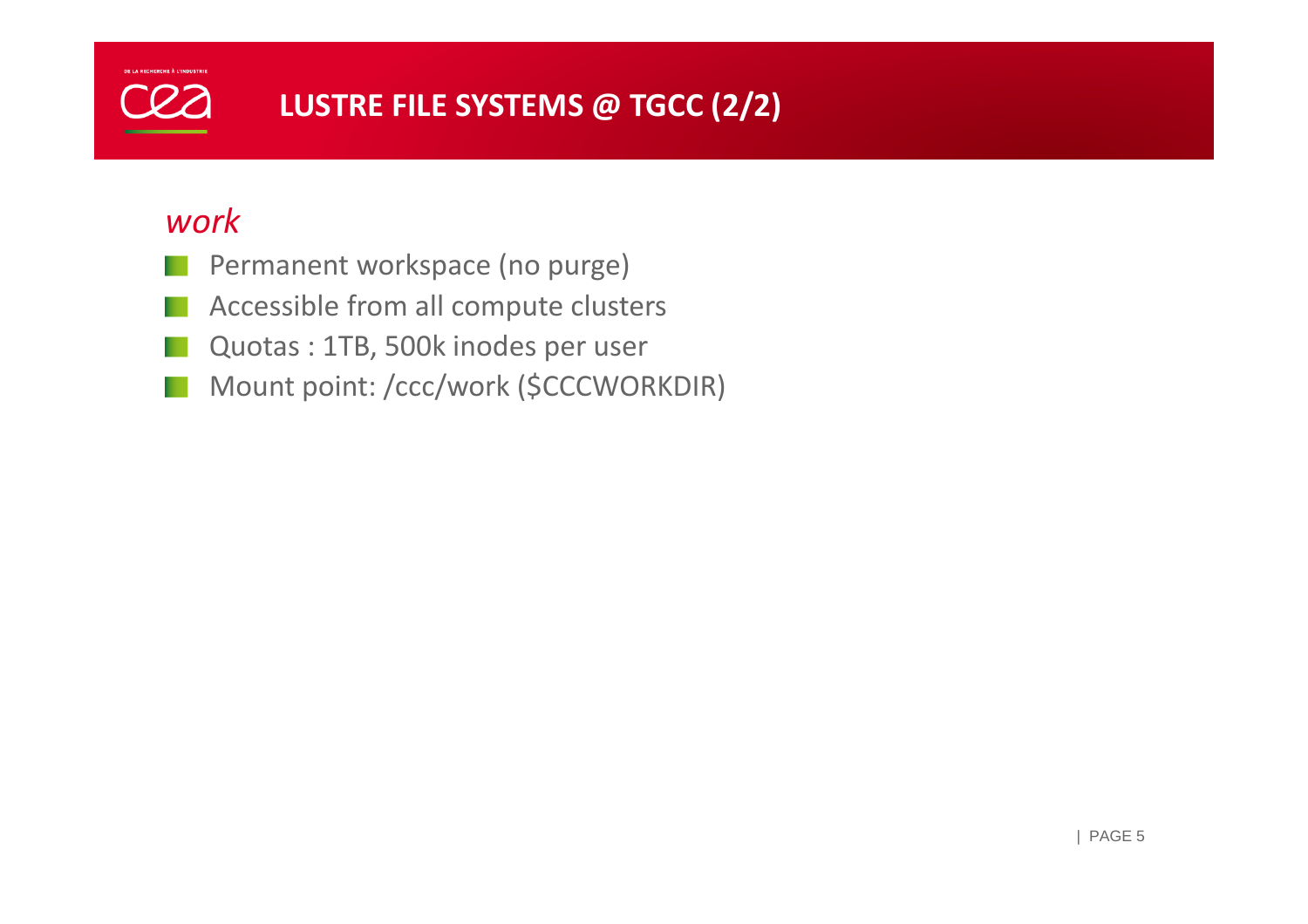# LUSTRE FILE SYSTEMS @ TGCC (2/2)

## *work*

- Permanent workspace (no purge)
- Accessible from all compute clusters
- Quotas : 1TB, 500k inodes per user
- Mount point: /ccc/work ($CCCWORKDIR)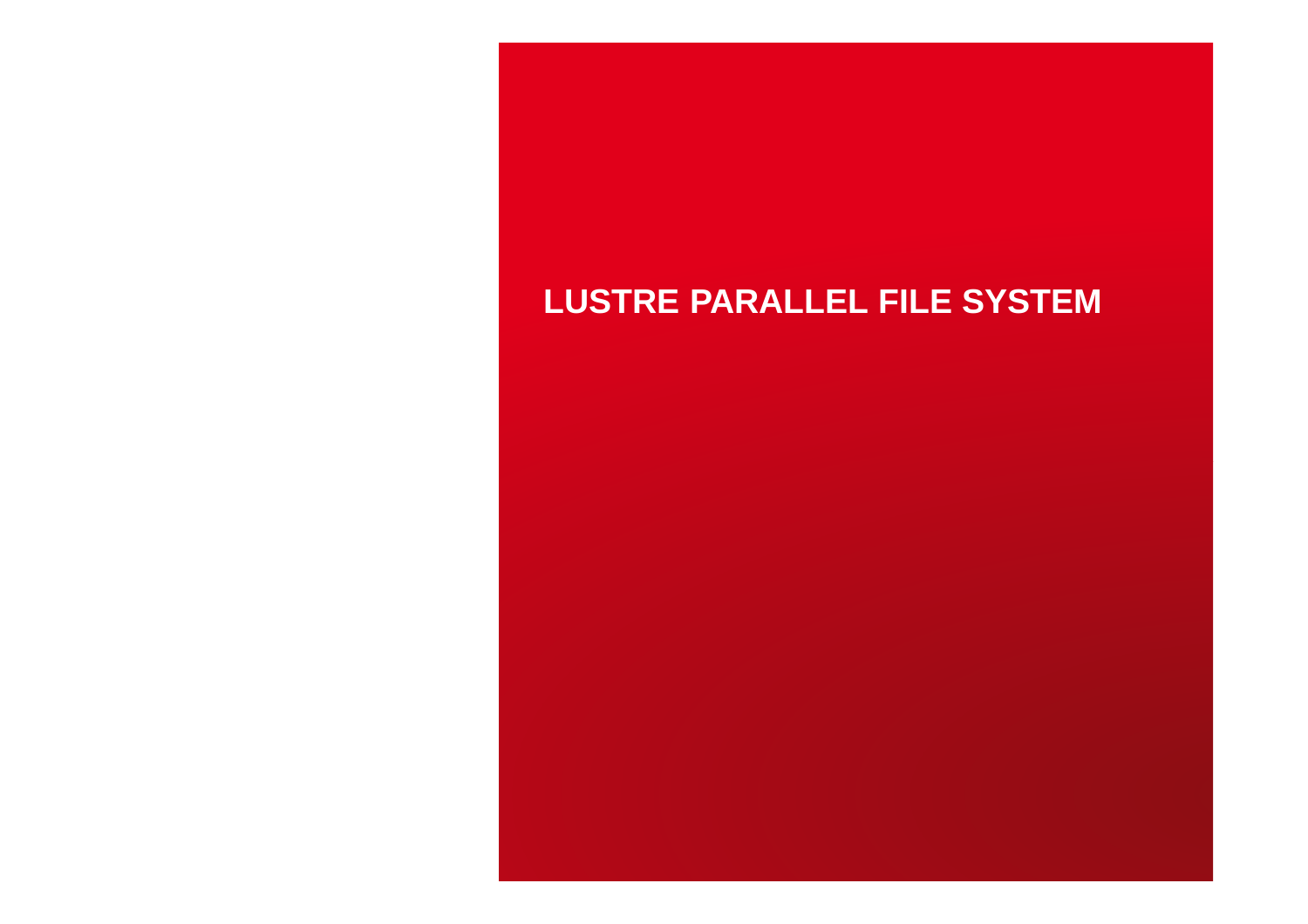# LUSTRE PARALLEL FILE SYSTEM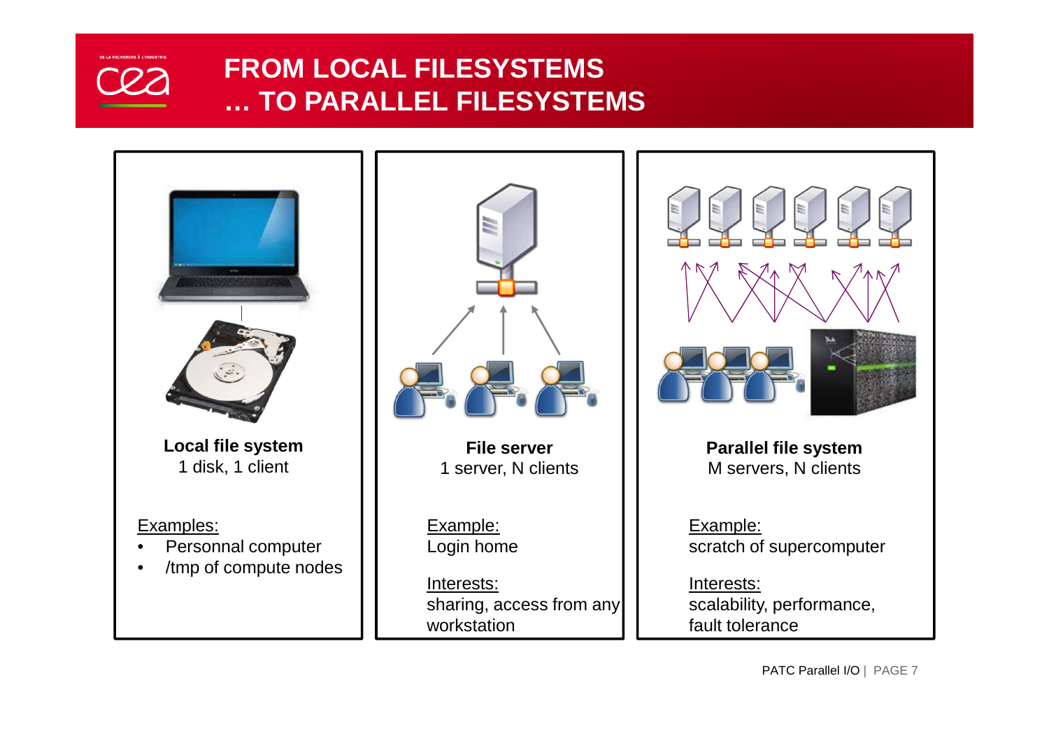# FROM LOCAL FILESYSTEMS … TO PARALLEL FILESYSTEMS

**Local file system**
1 disk, 1 client

Examples:

- Personnal computer
- /tmp of compute nodes

**File server**
1 server, N clients

Example:
Login home

Interests:
sharing, access from any workstation

**Parallel file system**
M servers, N clients

Example:
scratch of supercomputer

Interests:
scalability, performance, fault tolerance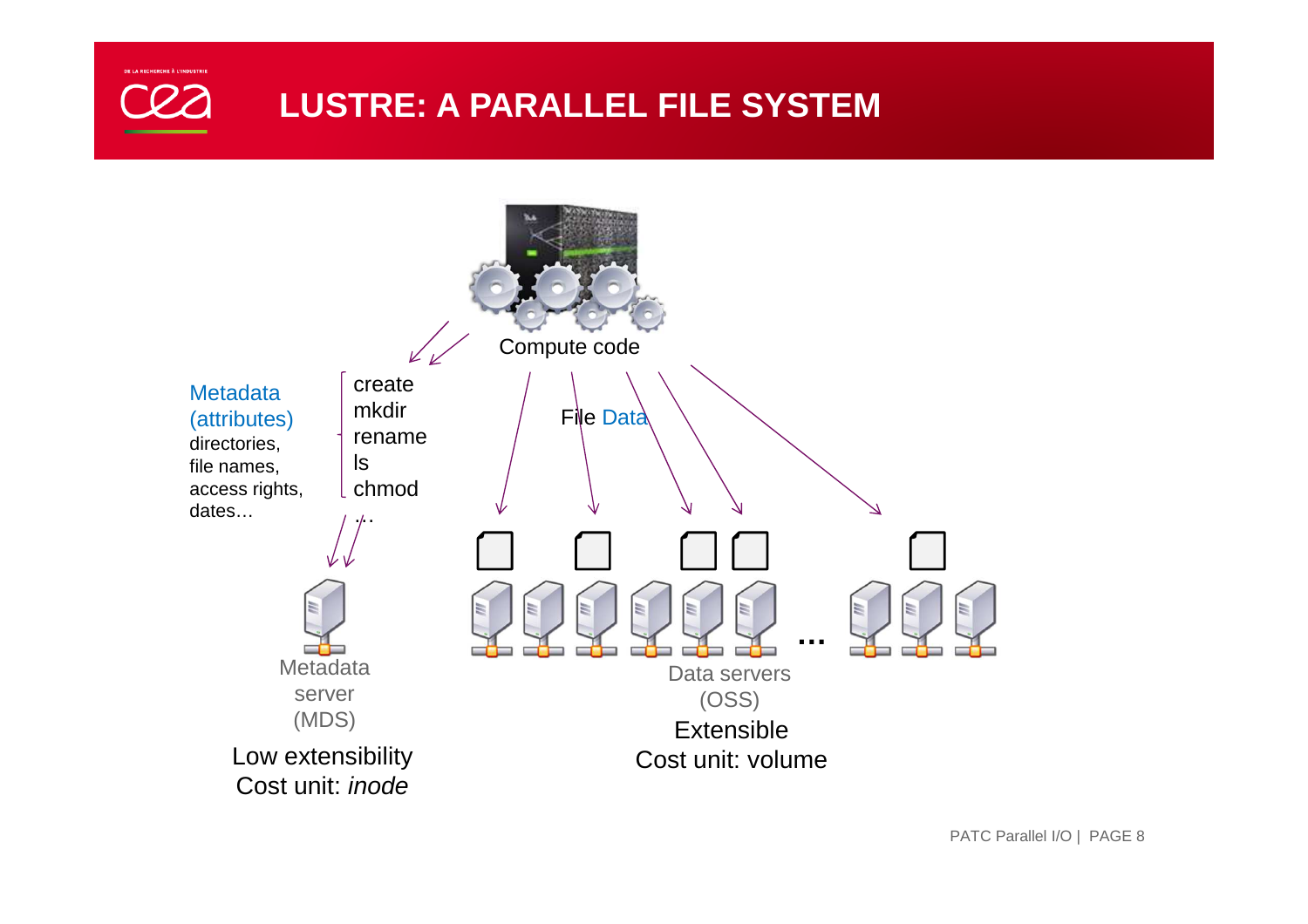# LUSTRE: A PARALLEL FILE SYSTEM

Compute code

Metadata (attributes)
directories,
file names,
access rights,
dates…

- create
- mkdir
- rename
- ls
- chmod
- …

File Data

Metadata server (MDS)

Low extensibility
Cost unit: *inode*

Data servers (OSS)

Extensible
Cost unit: volume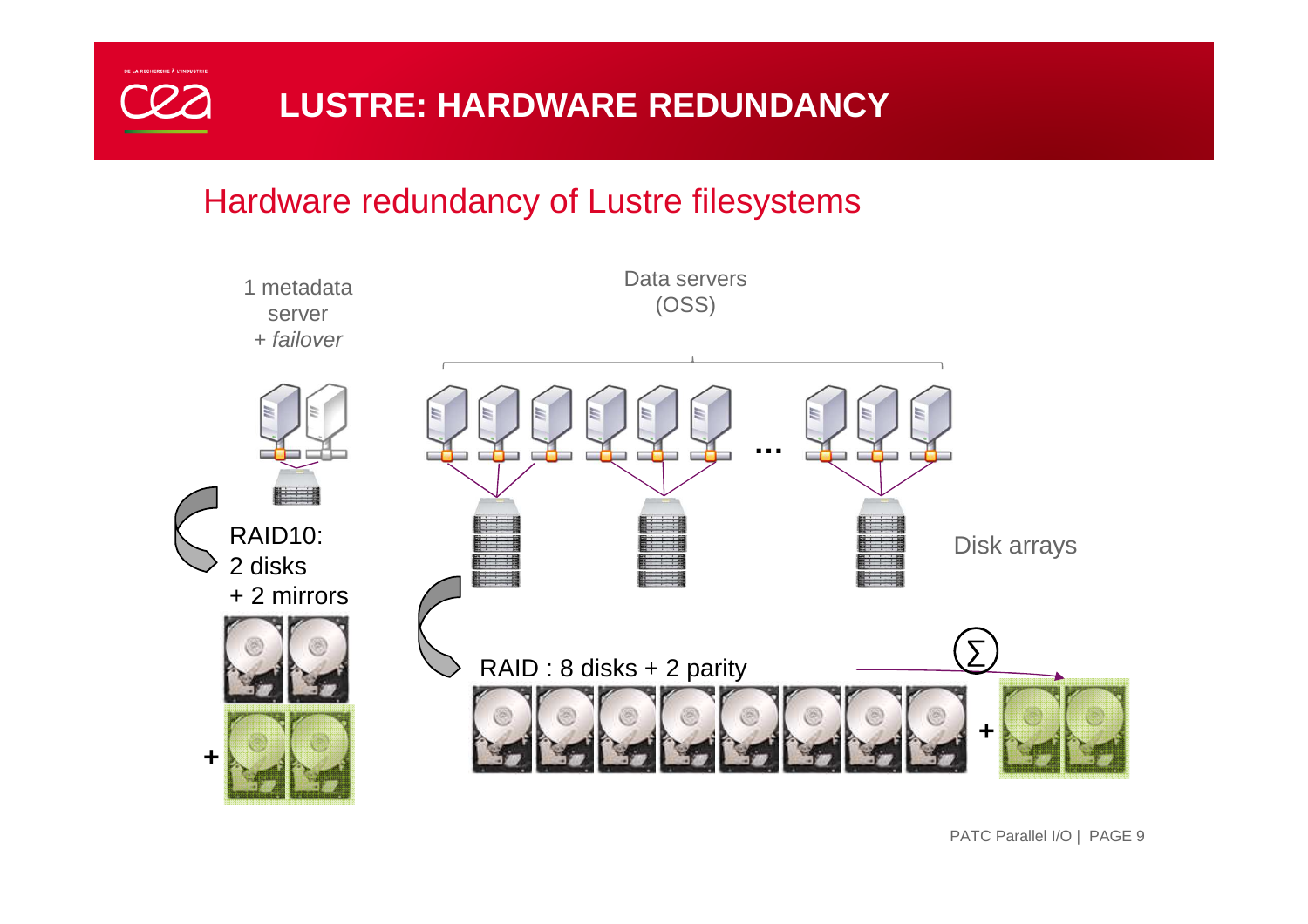# LUSTRE: HARDWARE REDUNDANCY

## Hardware redundancy of Lustre filesystems

1 metadata server
+ *failover*

Data servers (OSS)

...

Disk arrays

RAID10:
2 disks
+ 2 mirrors

RAID : 8 disks + 2 parity

$\sum$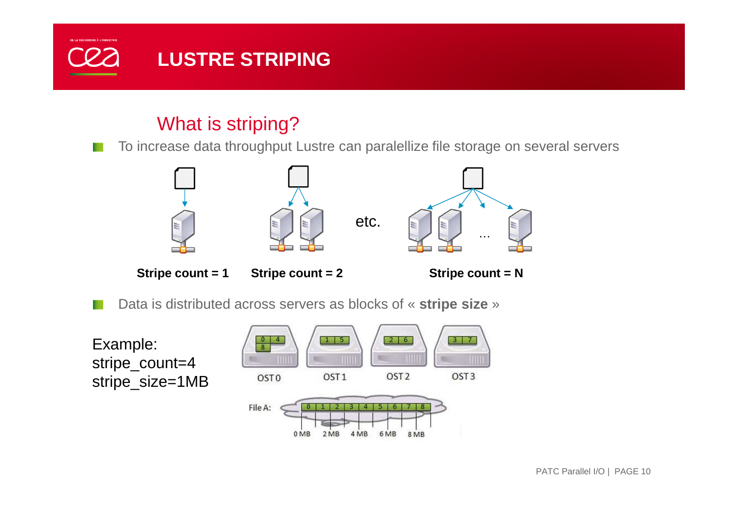# LUSTRE STRIPING

## What is striping?

- To increase data throughput Lustre can paralellize file storage on several servers

Stripe count = 1 | Stripe count = 2 | etc. | Stripe count = N

- Data is distributed across servers as blocks of « **stripe size** »

Example:
stripe_count=4
stripe_size=1MB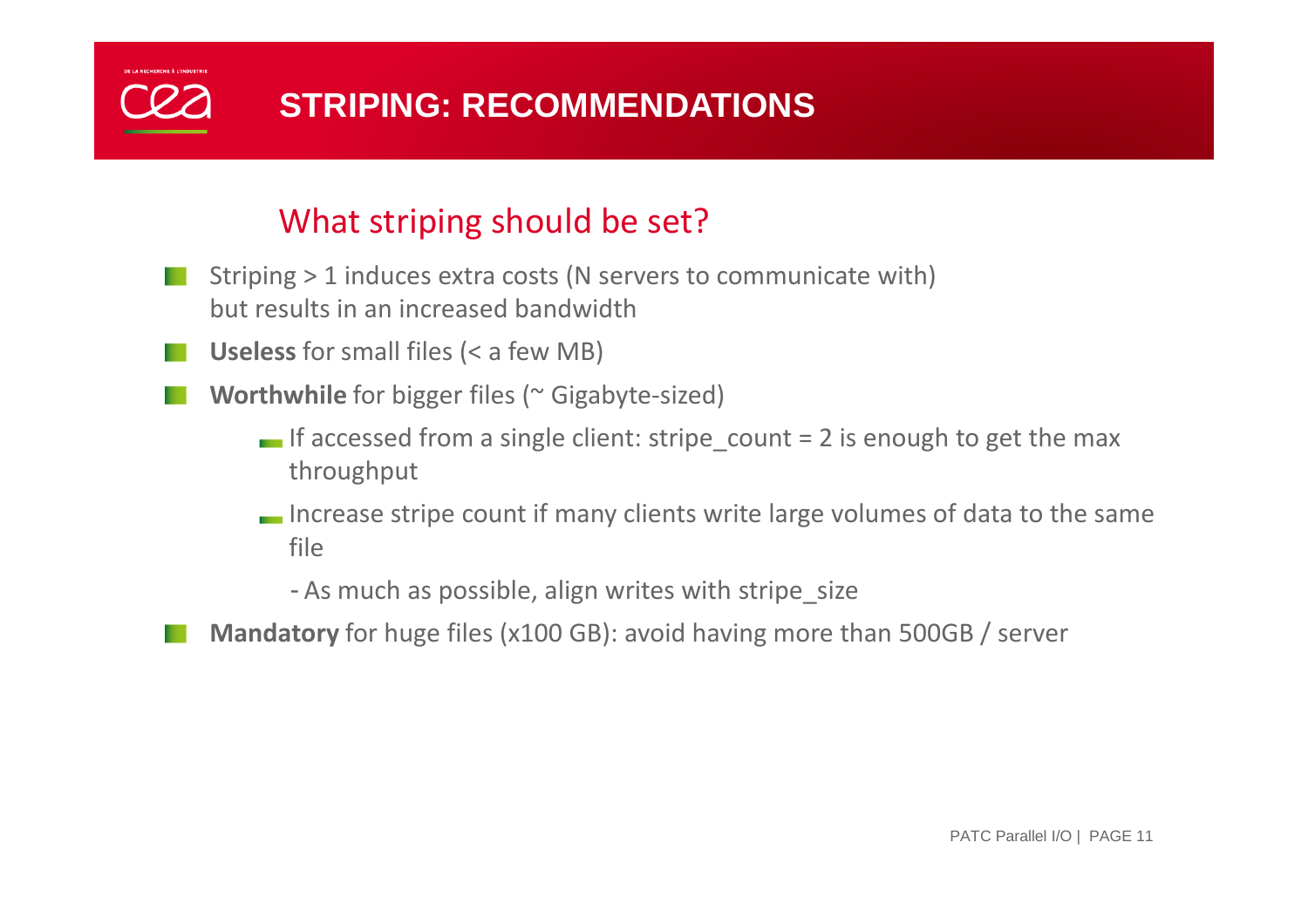# STRIPING: RECOMMENDATIONS

## What striping should be set?

- Striping > 1 induces extra costs (N servers to communicate with) but results in an increased bandwidth
- **Useless** for small files (< a few MB)
- **Worthwhile** for bigger files (~ Gigabyte-sized)
  - If accessed from a single client: stripe_count = 2 is enough to get the max throughput
  - Increase stripe count if many clients write large volumes of data to the same file
    - As much as possible, align writes with stripe_size
- **Mandatory** for huge files (x100 GB): avoid having more than 500GB / server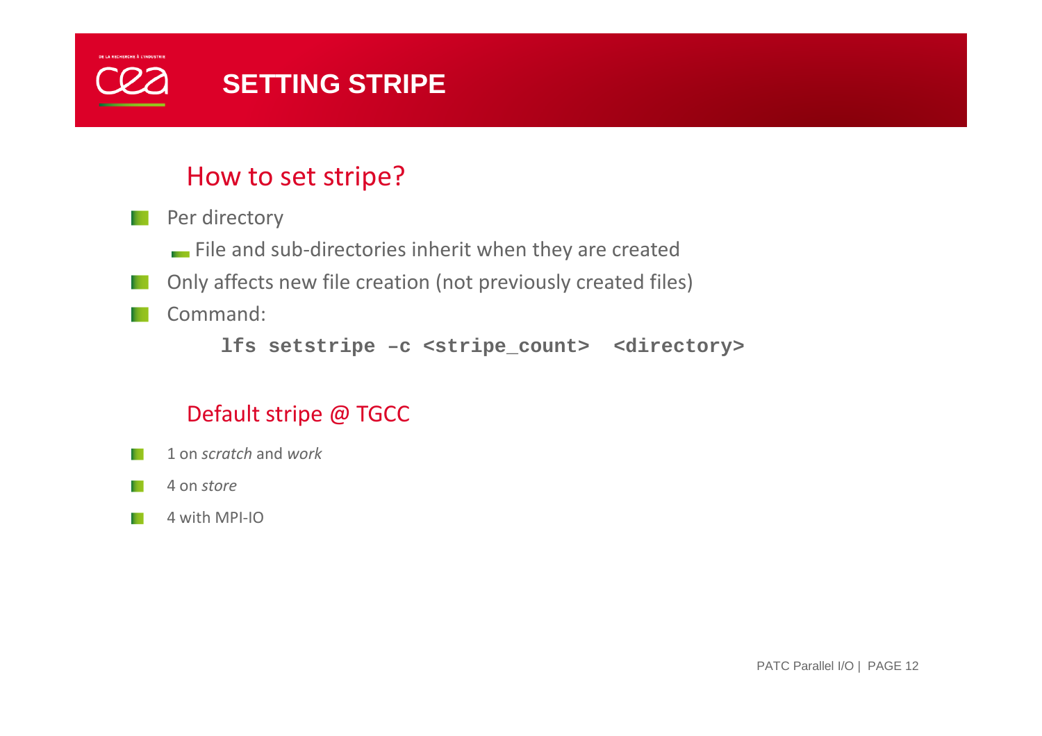# SETTING STRIPE

## How to set stripe?

- Per directory
  - File and sub-directories inherit when they are created
- Only affects new file creation (not previously created files)
- Command:

```
lfs setstripe –c <stripe_count>  <directory>
```

## Default stripe @ TGCC

- 1 on *scratch* and *work*
- 4 on *store*
- 4 with MPI-IO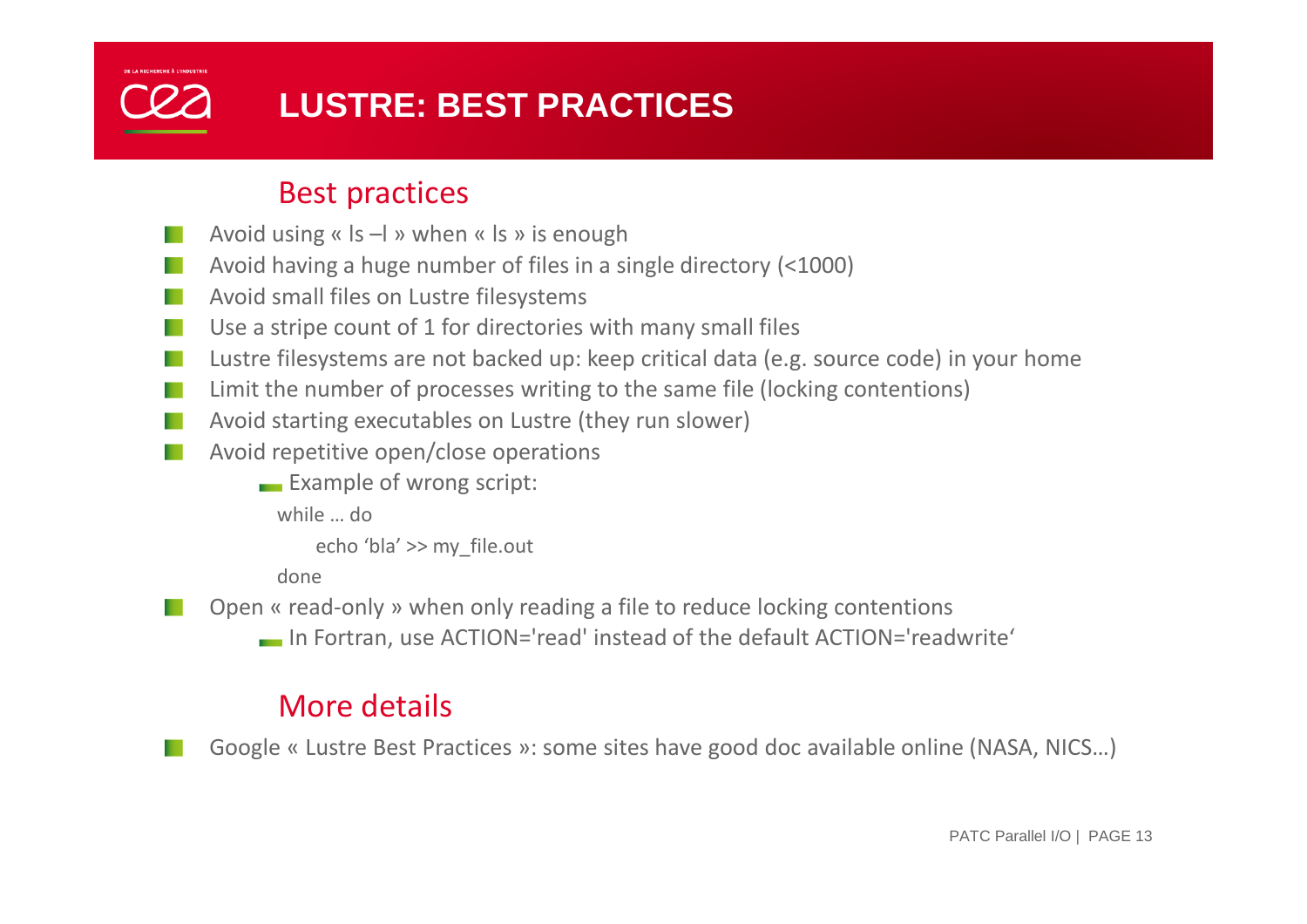# LUSTRE: BEST PRACTICES

## Best practices

- Avoid using « ls –l » when « ls » is enough
- Avoid having a huge number of files in a single directory (<1000)
- Avoid small files on Lustre filesystems
- Use a stripe count of 1 for directories with many small files
- Lustre filesystems are not backed up: keep critical data (e.g. source code) in your home
- Limit the number of processes writing to the same file (locking contentions)
- Avoid starting executables on Lustre (they run slower)
- Avoid repetitive open/close operations
  - Example of wrong script:

```
while … do
    echo 'bla' >> my_file.out
done
```

- Open « read-only » when only reading a file to reduce locking contentions
  - In Fortran, use ACTION='read' instead of the default ACTION='readwrite'

## More details

- Google « Lustre Best Practices »: some sites have good doc available online (NASA, NICS…)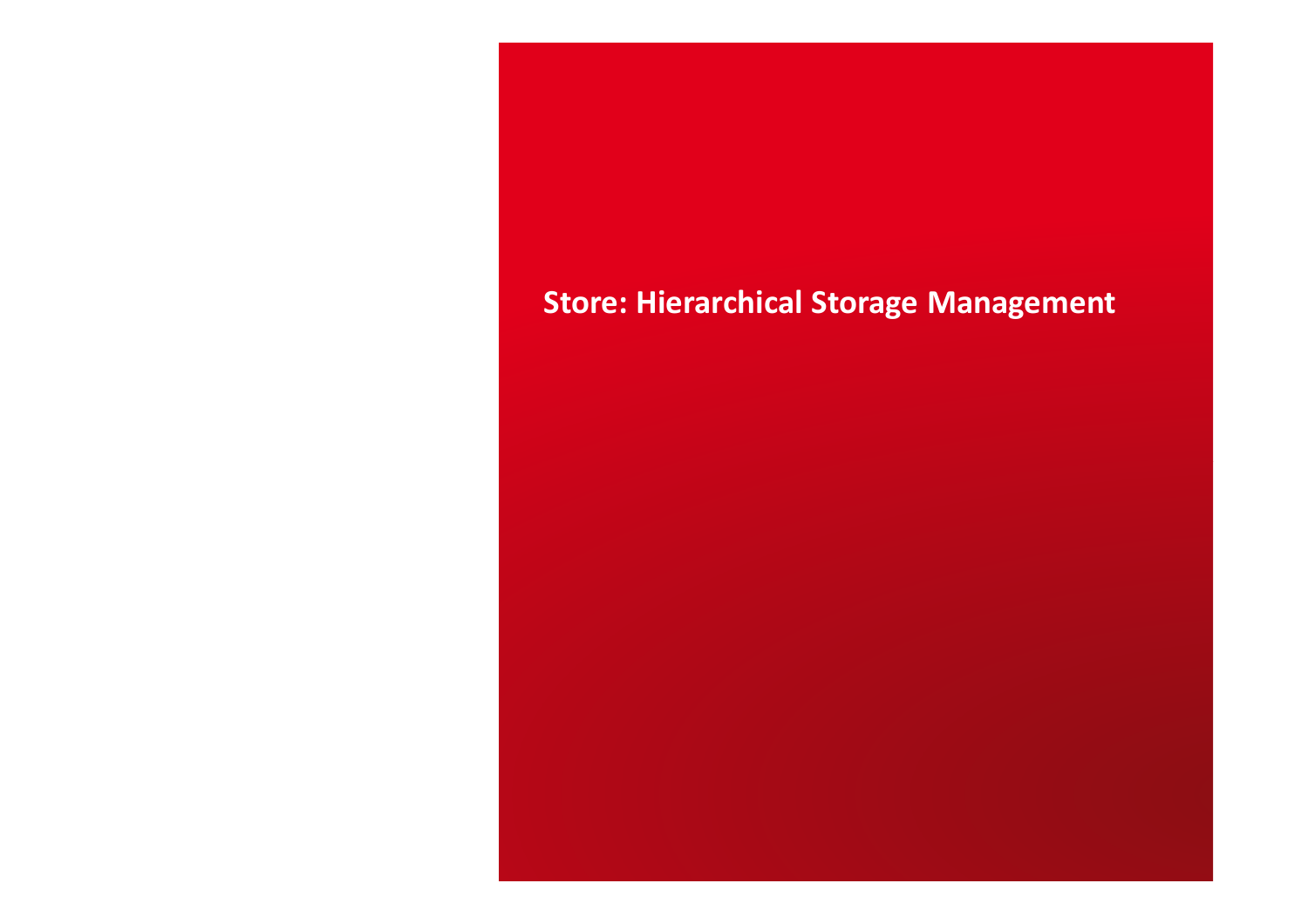# Store: Hierarchical Storage Management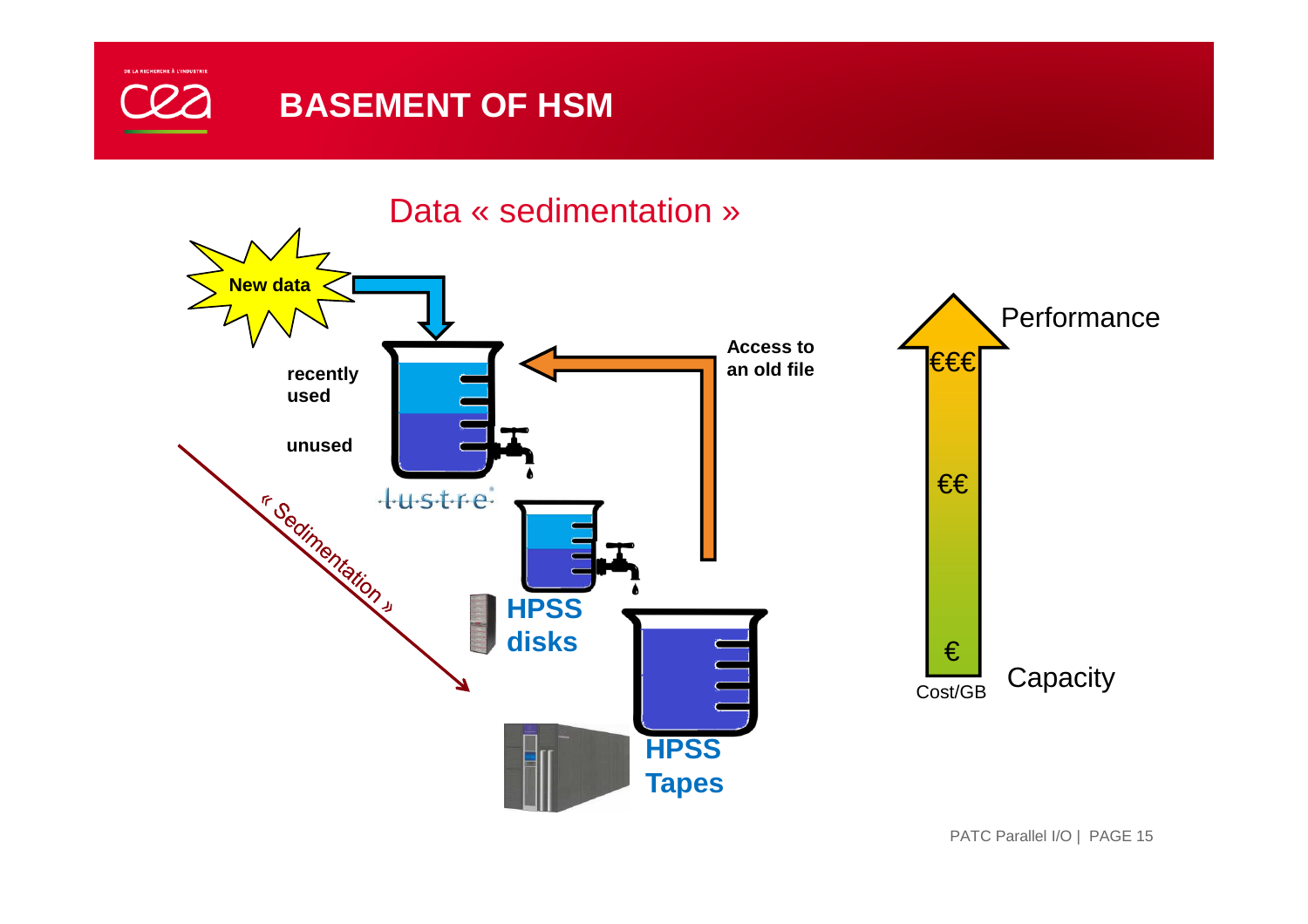# BASEMENT OF HSM

## Data « sedimentation »

New data

recently used

unused

lustre

« Sedimentation »

HPSS disks

HPSS Tapes

Access to an old file

Performance

€€€

€€

€

Cost/GB

Capacity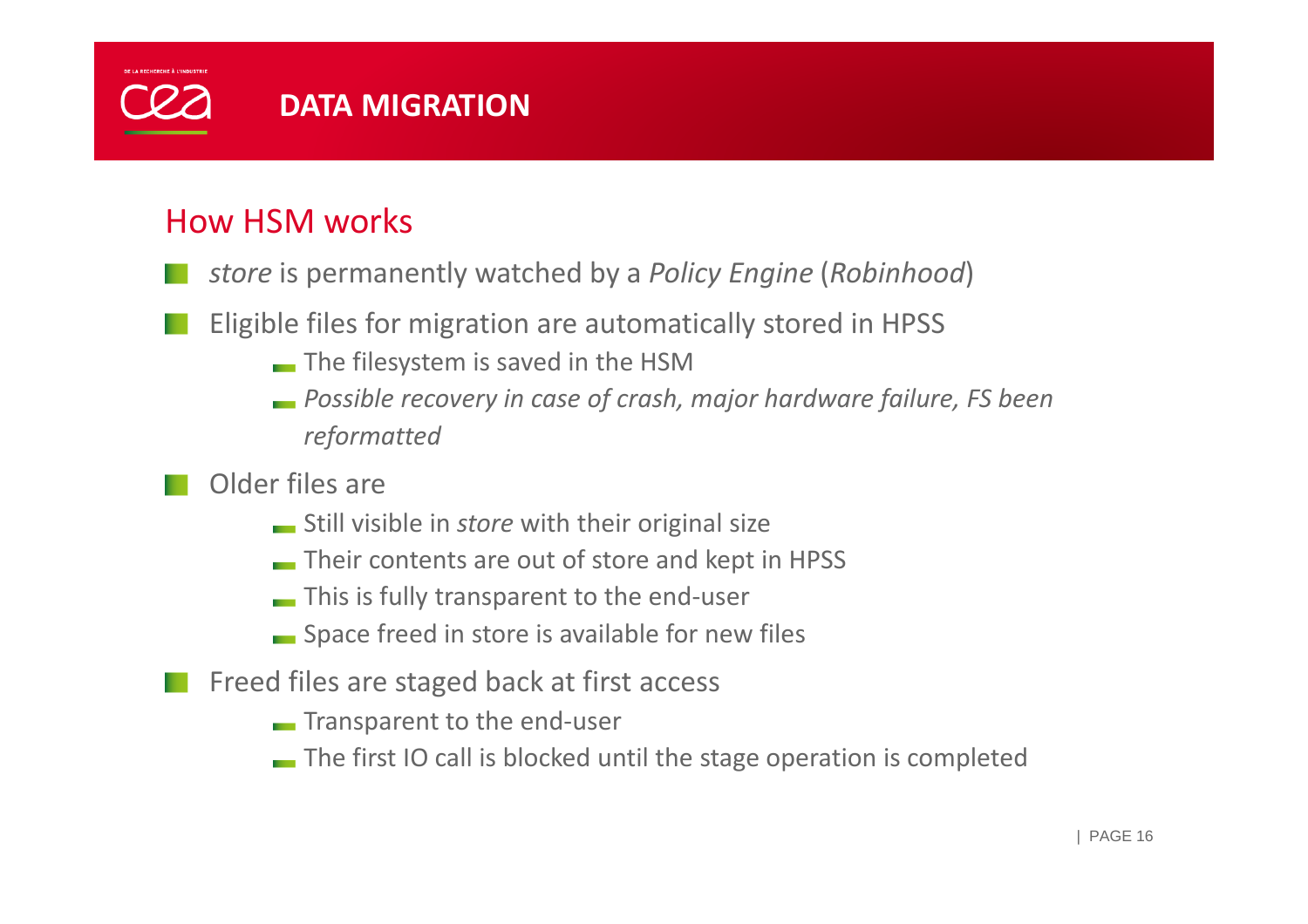# DATA MIGRATION

## How HSM works

- *store* is permanently watched by a *Policy Engine* (*Robinhood*)
- Eligible files for migration are automatically stored in HPSS
  - The filesystem is saved in the HSM
  - *Possible recovery in case of crash, major hardware failure, FS been reformatted*
- Older files are
  - Still visible in *store* with their original size
  - Their contents are out of store and kept in HPSS
  - This is fully transparent to the end-user
  - Space freed in store is available for new files
- Freed files are staged back at first access
  - Transparent to the end-user
  - The first IO call is blocked until the stage operation is completed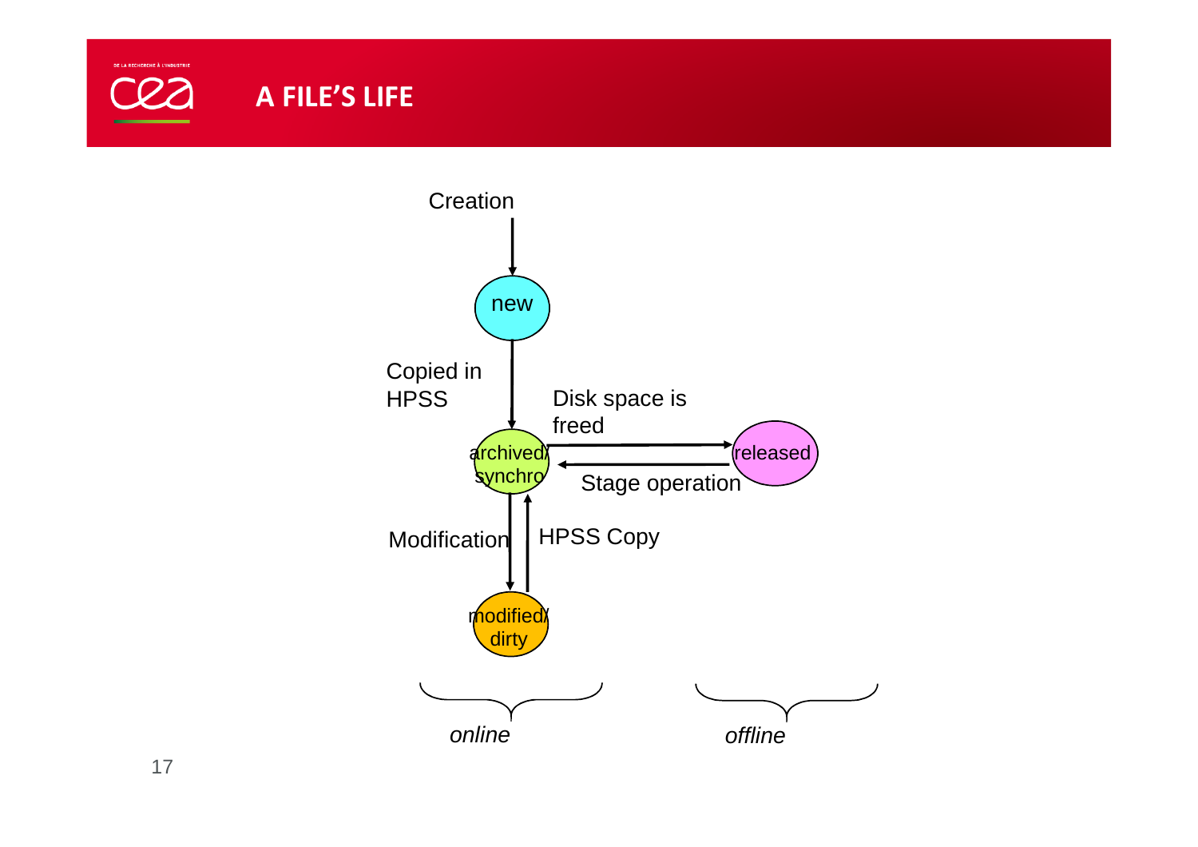# A FILE'S LIFE

Creation

new

Copied in HPSS

archived/ synchro

Disk space is freed

released

Stage operation

Modification

HPSS Copy

modified/ dirty

*online*

*offline*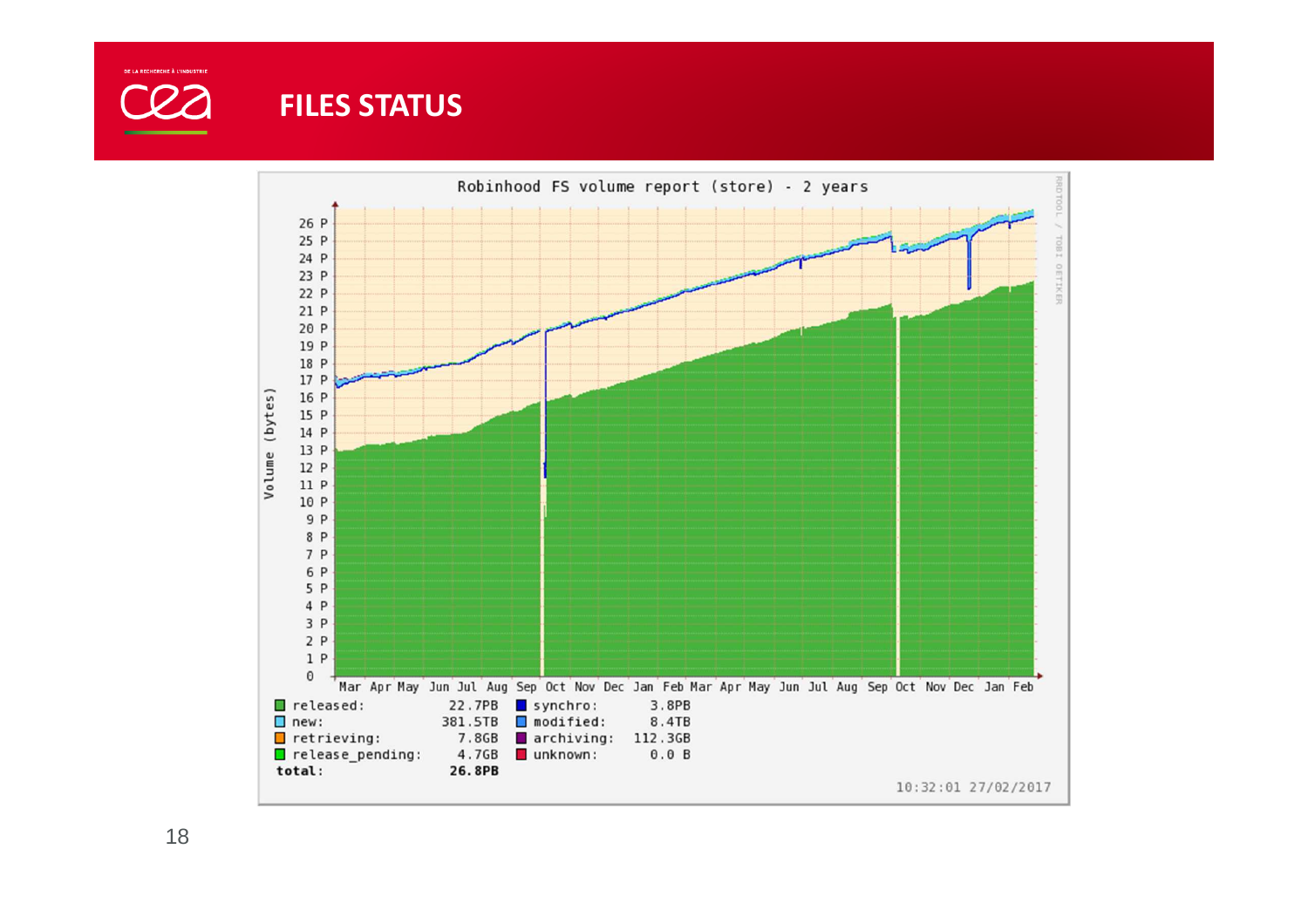# FILES STATUS

Robinhood FS volume report (store) - 2 years

| | | | |
|---|---|---|---|
| released: | 22.7PB | synchro: | 3.8PB |
| new: | 381.5TB | modified: | 8.4TB |
| retrieving: | 7.8GB | archiving: | 112.3GB |
| release_pending: | 4.7GB | unknown: | 0.0 B |
| **total:** | **26.8PB** | | |

10:32:01 27/02/2017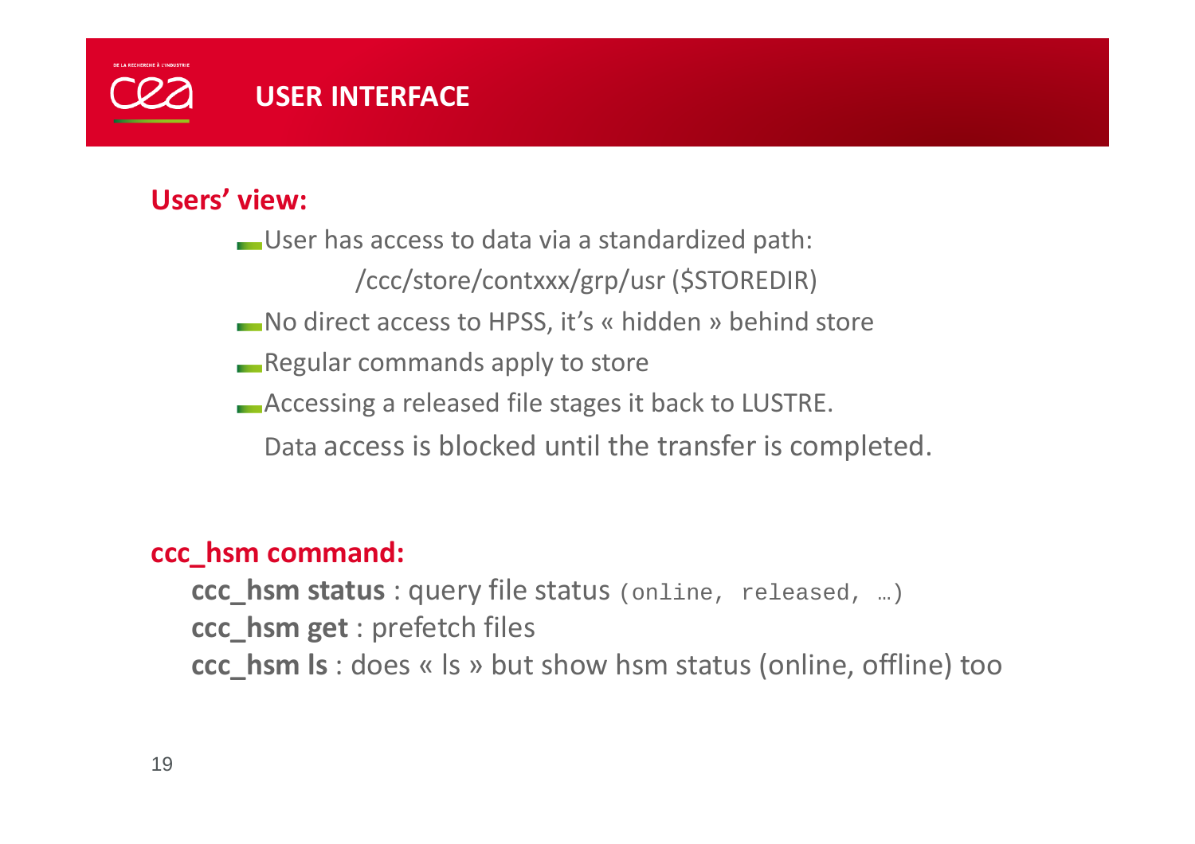# USER INTERFACE

## Users' view:

- User has access to data via a standardized path:
  /ccc/store/contxxx/grp/usr ($STOREDIR)
- No direct access to HPSS, it's « hidden » behind store
- Regular commands apply to store
- Accessing a released file stages it back to LUSTRE.
  Data access is blocked until the transfer is completed.

## ccc_hsm command:

**ccc_hsm status** : query file status `(online, released, …)`
**ccc_hsm get** : prefetch files
**ccc_hsm ls** : does « ls » but show hsm status (online, offline) too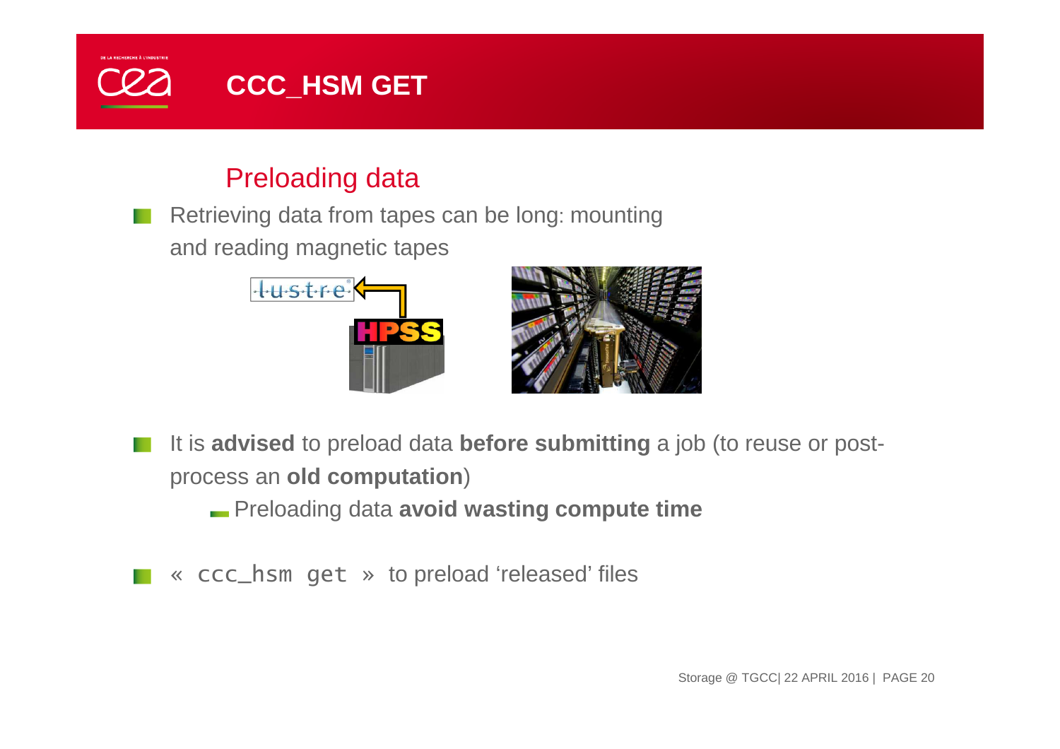# CCC_HSM GET

## Preloading data

- Retrieving data from tapes can be long: mounting and reading magnetic tapes

- It is **advised** to preload data **before submitting** a job (to reuse or post-process an **old computation**)
  - Preloading data **avoid wasting compute time**

- « `ccc_hsm get` » to preload 'released' files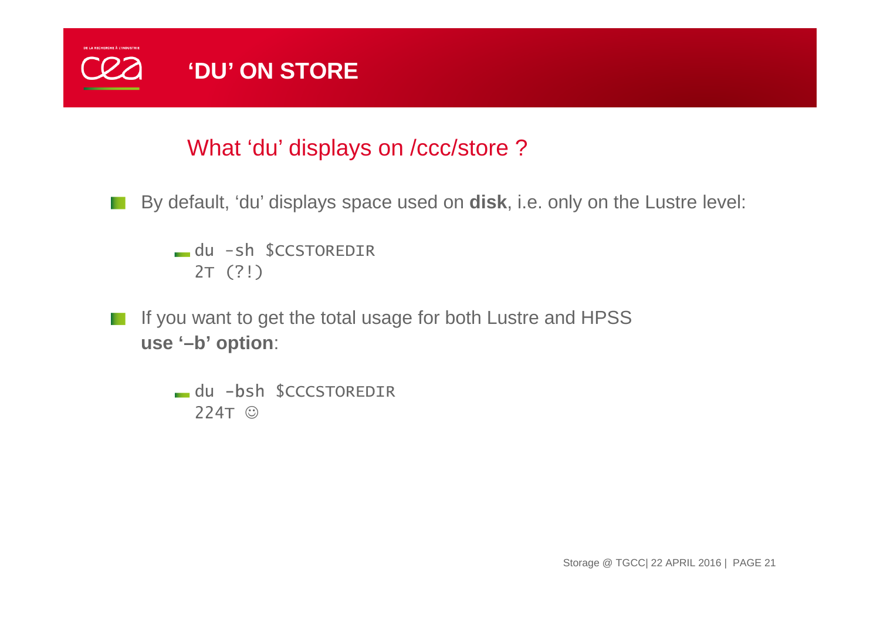# 'DU' ON STORE

## What 'du' displays on /ccc/store ?

- By default, 'du' displays space used on **disk**, i.e. only on the Lustre level:

```
du -sh $CCSTOREDIR
2T (?!)
```

- If you want to get the total usage for both Lustre and HPSS **use '–b' option**:

```
du -bsh $CCCSTOREDIR
224T ☺
```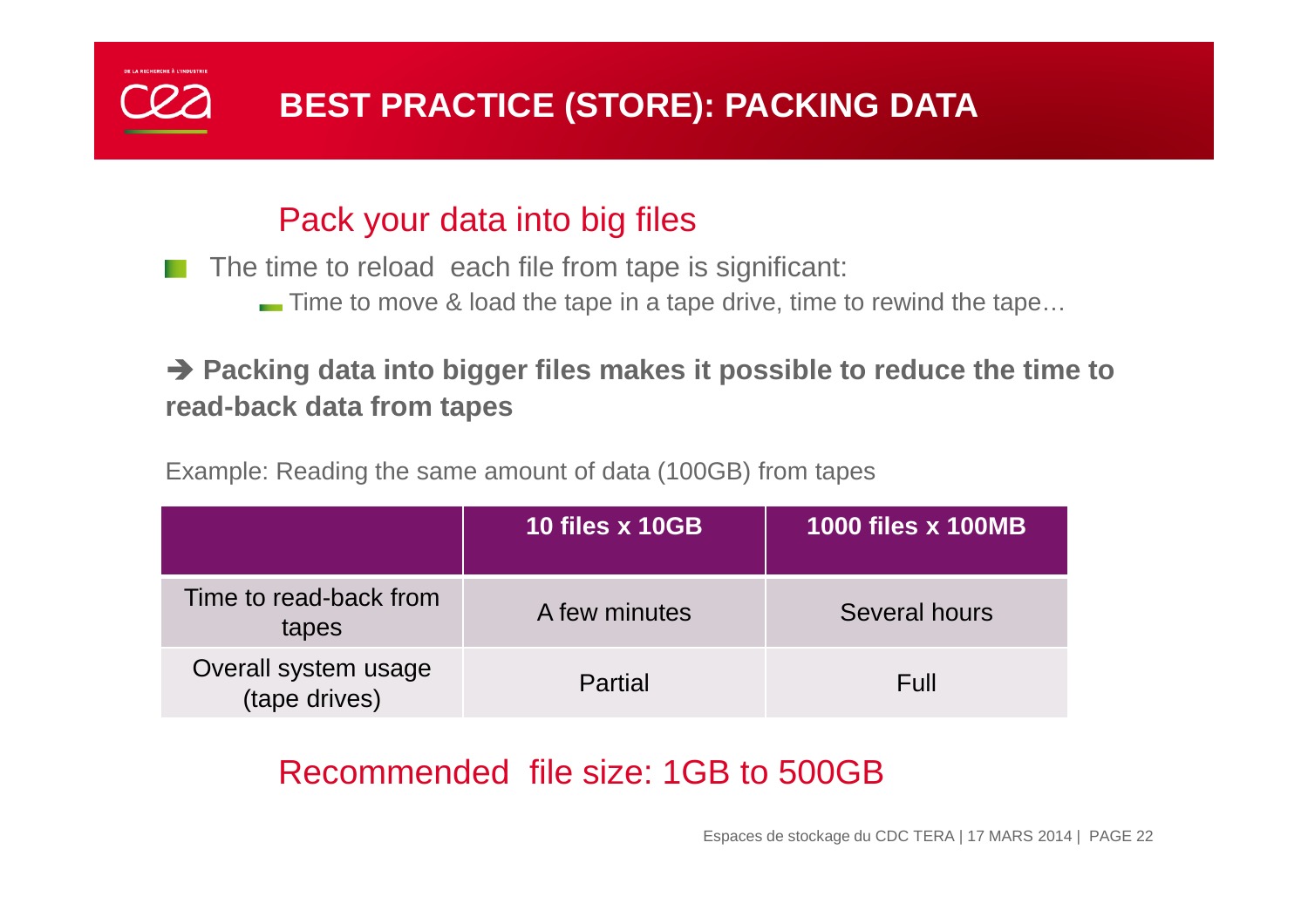# BEST PRACTICE (STORE): PACKING DATA

## Pack your data into big files

- The time to reload each file from tape is significant:
  - Time to move & load the tape in a tape drive, time to rewind the tape…

➔ **Packing data into bigger files makes it possible to reduce the time to read-back data from tapes**

Example: Reading the same amount of data (100GB) from tapes

| | 10 files x 10GB | 1000 files x 100MB |
|---|---|---|
| Time to read-back from tapes | A few minutes | Several hours |
| Overall system usage (tape drives) | Partial | Full |

## Recommended file size: 1GB to 500GB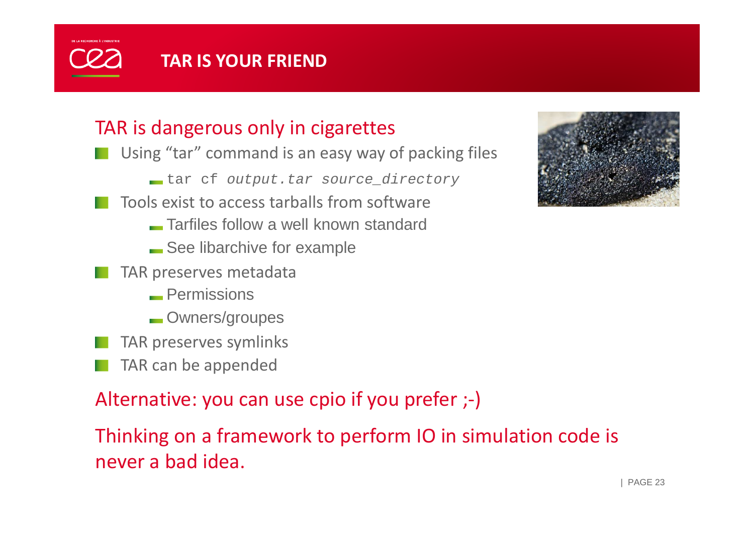# TAR IS YOUR FRIEND

## TAR is dangerous only in cigarettes

- Using “tar” command is an easy way of packing files
  - `tar cf` *`output.tar source_directory`*
- Tools exist to access tarballs from software
  - Tarfiles follow a well known standard
  - See libarchive for example
- TAR preserves metadata
  - Permissions
  - Owners/groupes
- TAR preserves symlinks
- TAR can be appended

## Alternative: you can use cpio if you prefer ;-)

## Thinking on a framework to perform IO in simulation code is never a bad idea.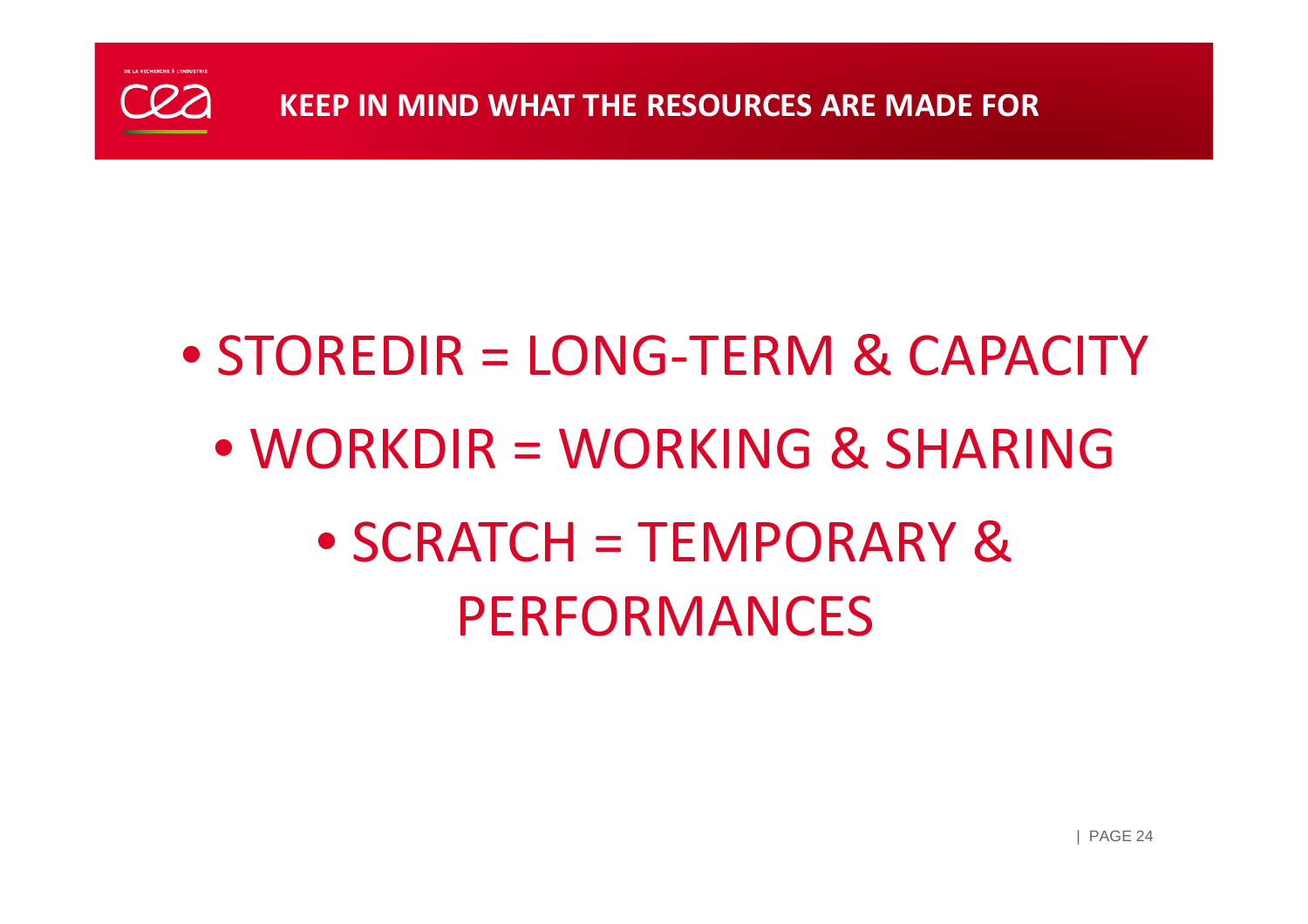# KEEP IN MIND WHAT THE RESOURCES ARE MADE FOR

- STOREDIR = LONG-TERM & CAPACITY
- WORKDIR = WORKING & SHARING
- SCRATCH = TEMPORARY & PERFORMANCES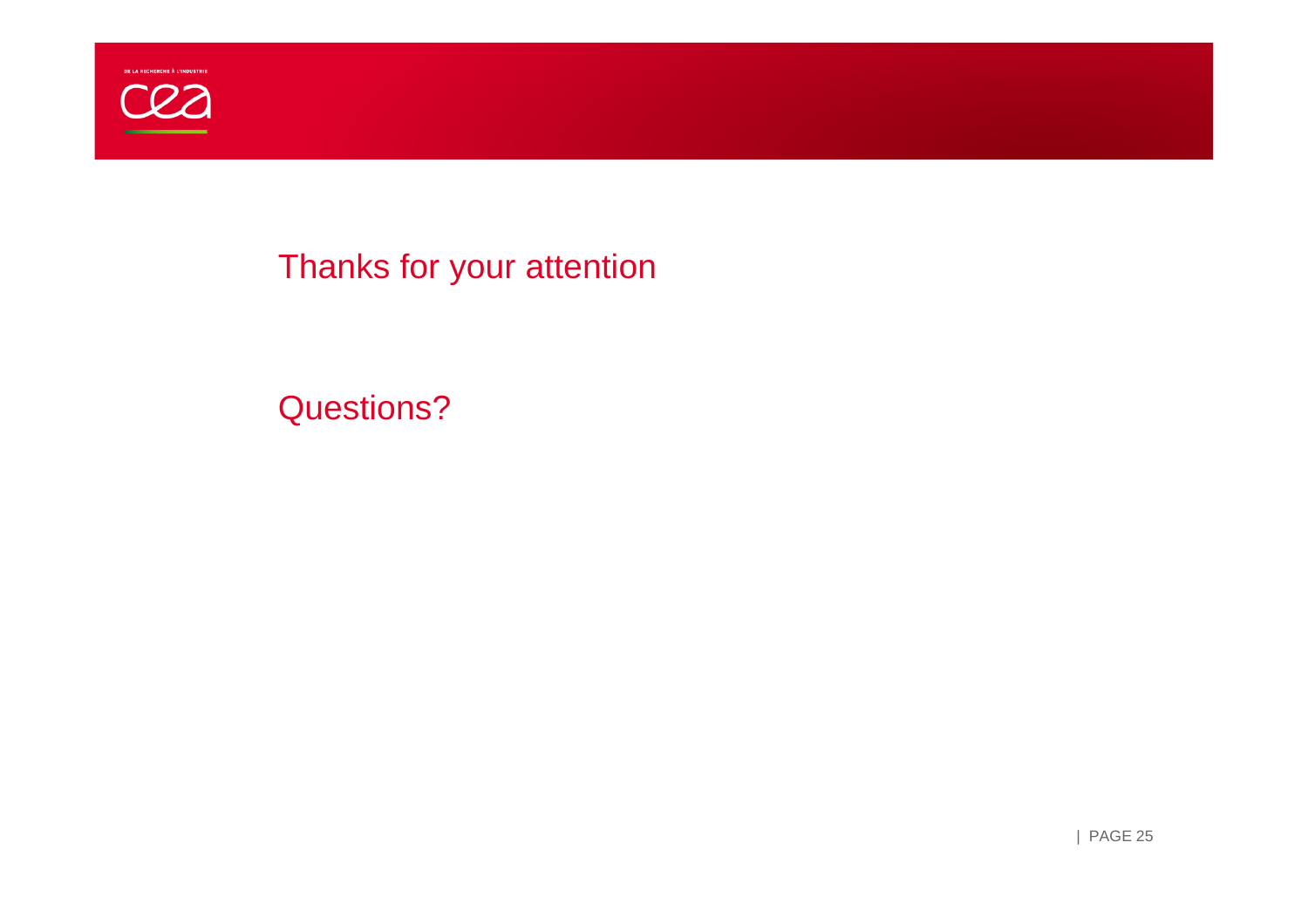Thanks for your attention

Questions?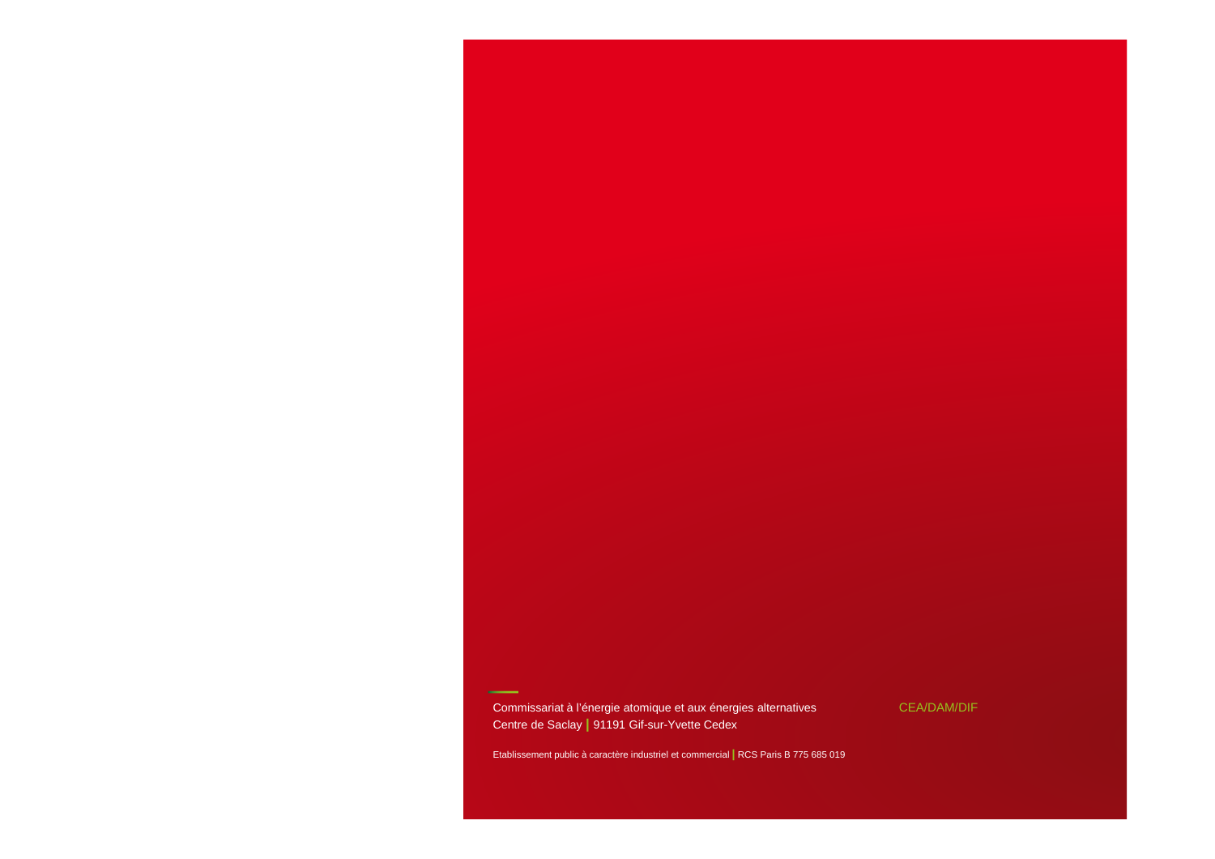Commissariat à l'énergie atomique et aux énergies alternatives
Centre de Saclay | 91191 Gif-sur-Yvette Cedex

CEA/DAM/DIF

Etablissement public à caractère industriel et commercial | RCS Paris B 775 685 019